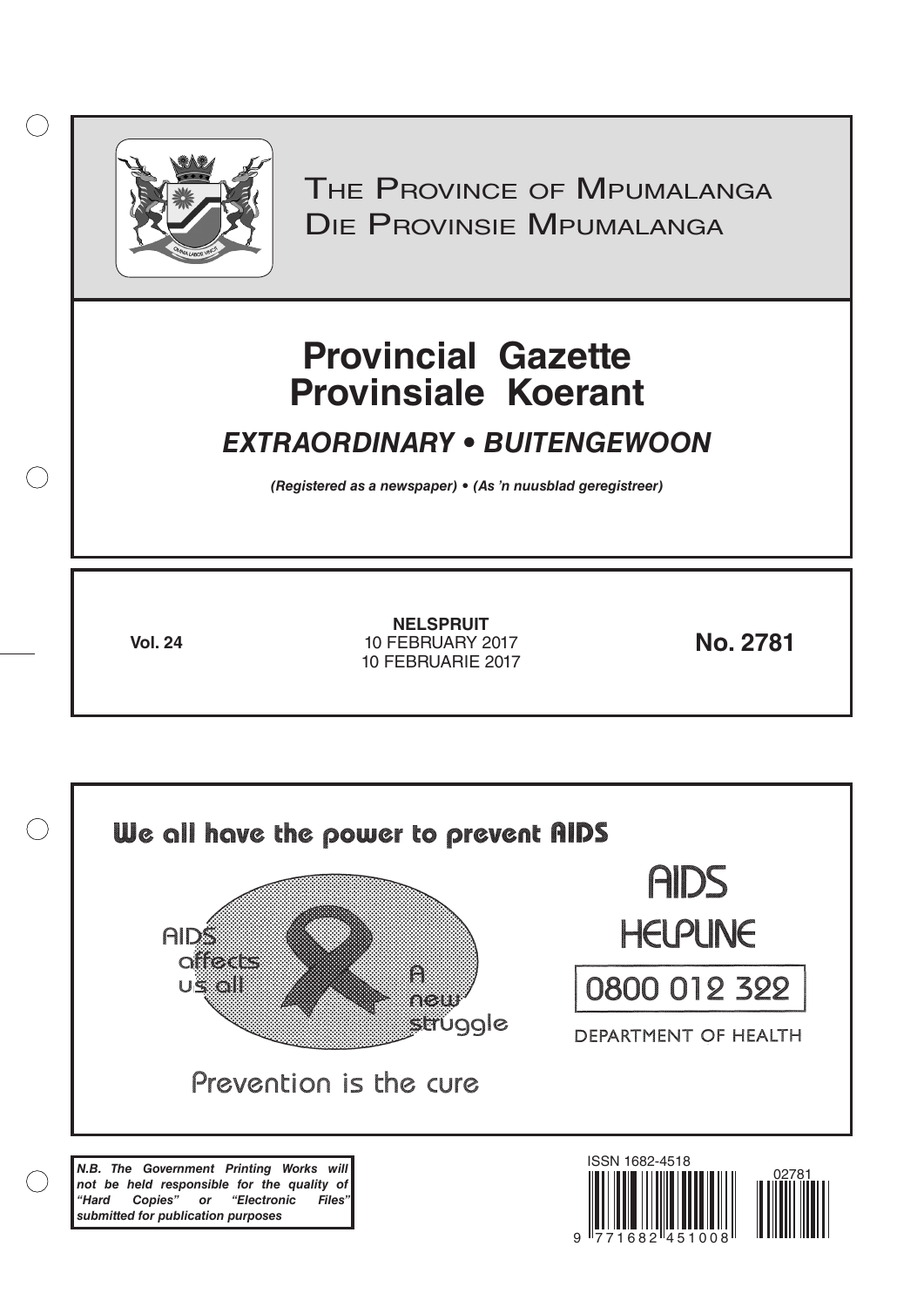THE PROVINCE OF MPUMALANGA
DIE PROVINSIE MPUMALANGA

# Provincial Gazette
# Provinsiale Koerant

## *EXTRAORDINARY • BUITENGEWOON*

***(Registered as a newspaper) • (As 'n nuusblad geregistreer)***

**Vol. 24**

**NELSPRUIT**
10 FEBRUARY 2017
10 FEBRUARIE 2017

**No. 2781**

We all have the power to prevent AIDS

AIDS affects us all

A new struggle

Prevention is the cure

AIDS HELPLINE

0800 012 322

DEPARTMENT OF HEALTH

***N.B. The Government Printing Works will not be held responsible for the quality of "Hard Copies" or "Electronic Files" submitted for publication purposes***

ISSN 1682-4518

02781

9 771682 451008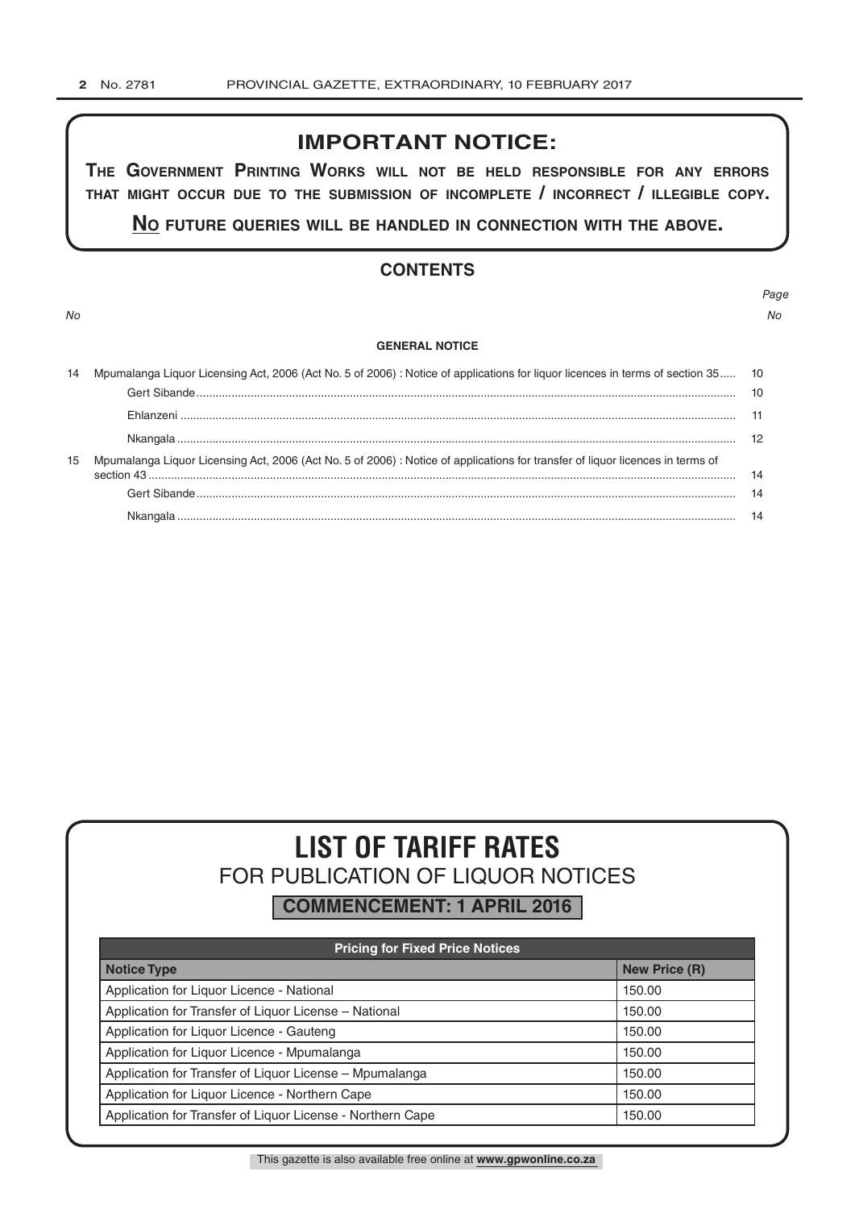## IMPORTANT NOTICE:

**THE GOVERNMENT PRINTING WORKS WILL NOT BE HELD RESPONSIBLE FOR ANY ERRORS THAT MIGHT OCCUR DUE TO THE SUBMISSION OF INCOMPLETE / INCORRECT / ILLEGIBLE COPY.**

**NO FUTURE QUERIES WILL BE HANDLED IN CONNECTION WITH THE ABOVE.**

## CONTENTS

| *No* | | *Page No* |
|---|---|---|
| | **GENERAL NOTICE** | |
| 14 | Mpumalanga Liquor Licensing Act, 2006 (Act No. 5 of 2006) : Notice of applications for liquor licences in terms of section 35 | 10 |
| | Gert Sibande | 10 |
| | Ehlanzeni | 11 |
| | Nkangala | 12 |
| 15 | Mpumalanga Liquor Licensing Act, 2006 (Act No. 5 of 2006) : Notice of applications for transfer of liquor licences in terms of section 43 | 14 |
| | Gert Sibande | 14 |
| | Nkangala | 14 |

# LIST OF TARIFF RATES
## FOR PUBLICATION OF LIQUOR NOTICES
### COMMENCEMENT: 1 APRIL 2016

| Pricing for Fixed Price Notices | |
|---|---|
| **Notice Type** | **New Price (R)** |
| Application for Liquor Licence - National | 150.00 |
| Application for Transfer of Liquor License – National | 150.00 |
| Application for Liquor Licence - Gauteng | 150.00 |
| Application for Liquor Licence - Mpumalanga | 150.00 |
| Application for Transfer of Liquor License – Mpumalanga | 150.00 |
| Application for Liquor Licence - Northern Cape | 150.00 |
| Application for Transfer of Liquor License - Northern Cape | 150.00 |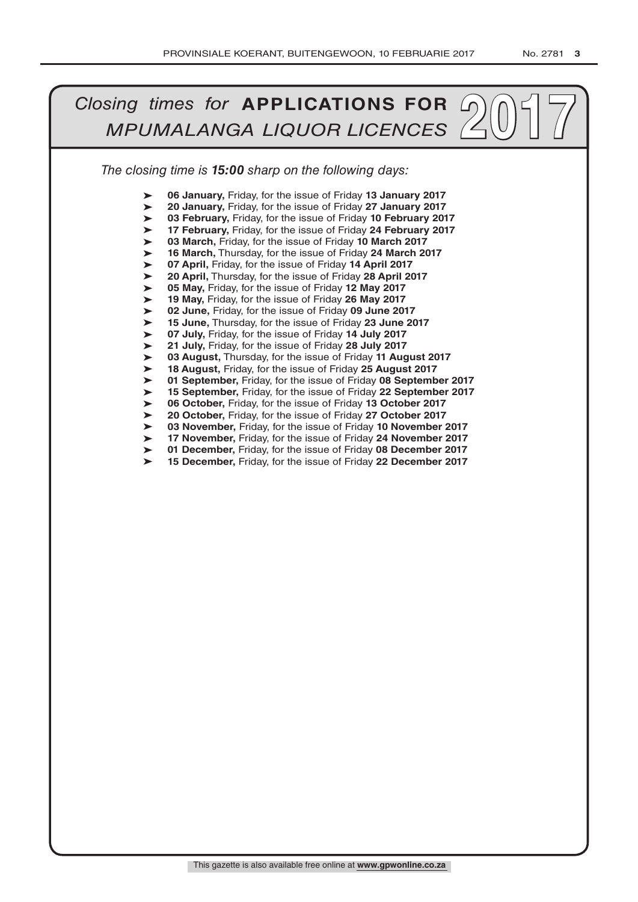# *Closing times for* **APPLICATIONS FOR** *MPUMALANGA LIQUOR LICENCES* 2017

*The closing time is **15:00** sharp on the following days:*

- **06 January,** Friday, for the issue of Friday **13 January 2017**
- **20 January,** Friday, for the issue of Friday **27 January 2017**
- **03 February,** Friday, for the issue of Friday **10 February 2017**
- **17 February,** Friday, for the issue of Friday **24 February 2017**
- **03 March,** Friday, for the issue of Friday **10 March 2017**
- **16 March,** Thursday, for the issue of Friday **24 March 2017**
- **07 April,** Friday, for the issue of Friday **14 April 2017**
- **20 April,** Thursday, for the issue of Friday **28 April 2017**
- **05 May,** Friday, for the issue of Friday **12 May 2017**
- **19 May,** Friday, for the issue of Friday **26 May 2017**
- **02 June,** Friday, for the issue of Friday **09 June 2017**
- **15 June,** Thursday, for the issue of Friday **23 June 2017**
- **07 July,** Friday, for the issue of Friday **14 July 2017**
- **21 July,** Friday, for the issue of Friday **28 July 2017**
- **03 August,** Thursday, for the issue of Friday **11 August 2017**
- **18 August,** Friday, for the issue of Friday **25 August 2017**
- **01 September,** Friday, for the issue of Friday **08 September 2017**
- **15 September,** Friday, for the issue of Friday **22 September 2017**
- **06 October,** Friday, for the issue of Friday **13 October 2017**
- **20 October,** Friday, for the issue of Friday **27 October 2017**
- **03 November,** Friday, for the issue of Friday **10 November 2017**
- **17 November,** Friday, for the issue of Friday **24 November 2017**
- **01 December,** Friday, for the issue of Friday **08 December 2017**
- **15 December,** Friday, for the issue of Friday **22 December 2017**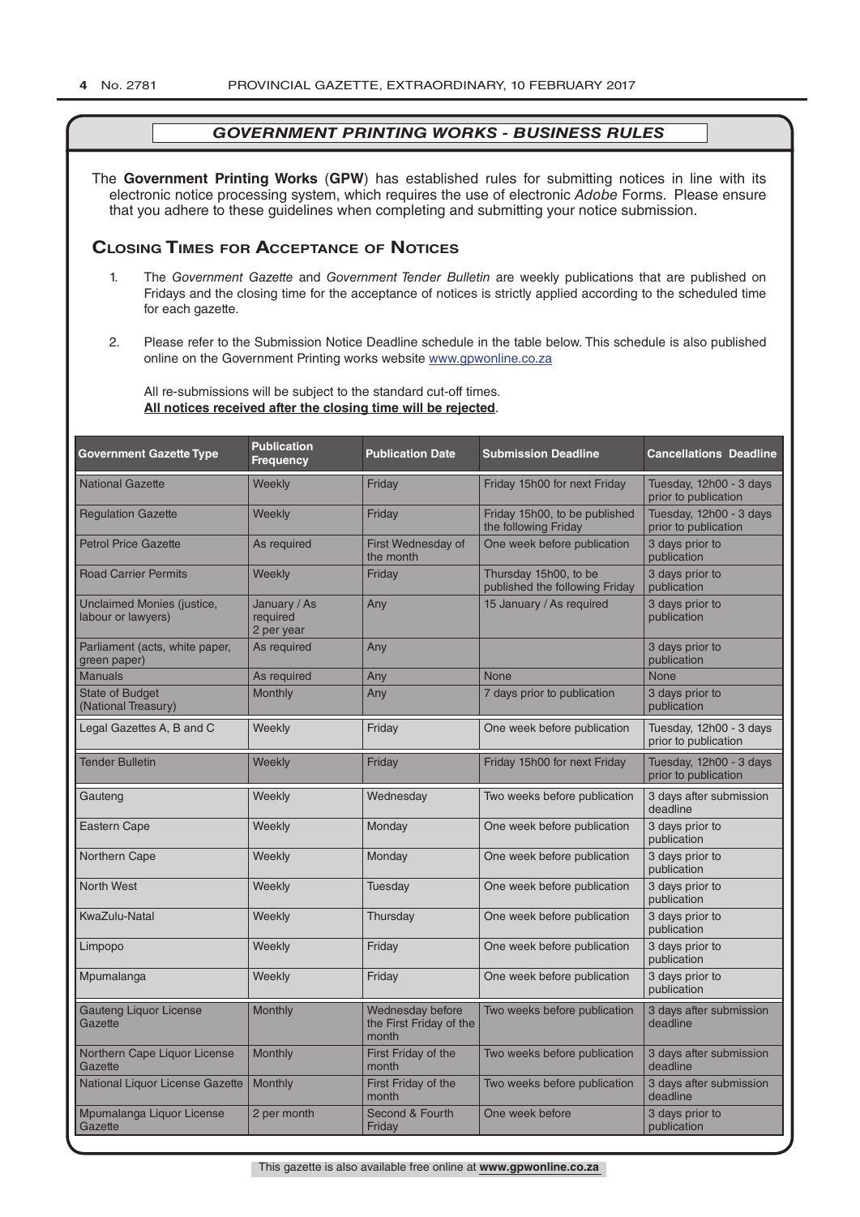## *GOVERNMENT PRINTING WORKS - BUSINESS RULES*

The **Government Printing Works** (**GPW**) has established rules for submitting notices in line with its electronic notice processing system, which requires the use of electronic *Adobe* Forms. Please ensure that you adhere to these guidelines when completing and submitting your notice submission.

### Closing Times for Acceptance of Notices

1. The *Government Gazette* and *Government Tender Bulletin* are weekly publications that are published on Fridays and the closing time for the acceptance of notices is strictly applied according to the scheduled time for each gazette.

2. Please refer to the Submission Notice Deadline schedule in the table below. This schedule is also published online on the Government Printing works website www.gpwonline.co.za

   All re-submissions will be subject to the standard cut-off times.
   **All notices received after the closing time will be rejected**.

| Government Gazette Type | Publication Frequency | Publication Date | Submission Deadline | Cancellations Deadline |
|---|---|---|---|---|
| National Gazette | Weekly | Friday | Friday 15h00 for next Friday | Tuesday, 12h00 - 3 days prior to publication |
| Regulation Gazette | Weekly | Friday | Friday 15h00, to be published the following Friday | Tuesday, 12h00 - 3 days prior to publication |
| Petrol Price Gazette | As required | First Wednesday of the month | One week before publication | 3 days prior to publication |
| Road Carrier Permits | Weekly | Friday | Thursday 15h00, to be published the following Friday | 3 days prior to publication |
| Unclaimed Monies (justice, labour or lawyers) | January / As required 2 per year | Any | 15 January / As required | 3 days prior to publication |
| Parliament (acts, white paper, green paper) | As required | Any | | 3 days prior to publication |
| Manuals | As required | Any | None | None |
| State of Budget (National Treasury) | Monthly | Any | 7 days prior to publication | 3 days prior to publication |
| Legal Gazettes A, B and C | Weekly | Friday | One week before publication | Tuesday, 12h00 - 3 days prior to publication |
| Tender Bulletin | Weekly | Friday | Friday 15h00 for next Friday | Tuesday, 12h00 - 3 days prior to publication |
| Gauteng | Weekly | Wednesday | Two weeks before publication | 3 days after submission deadline |
| Eastern Cape | Weekly | Monday | One week before publication | 3 days prior to publication |
| Northern Cape | Weekly | Monday | One week before publication | 3 days prior to publication |
| North West | Weekly | Tuesday | One week before publication | 3 days prior to publication |
| KwaZulu-Natal | Weekly | Thursday | One week before publication | 3 days prior to publication |
| Limpopo | Weekly | Friday | One week before publication | 3 days prior to publication |
| Mpumalanga | Weekly | Friday | One week before publication | 3 days prior to publication |
| Gauteng Liquor License Gazette | Monthly | Wednesday before the First Friday of the month | Two weeks before publication | 3 days after submission deadline |
| Northern Cape Liquor License Gazette | Monthly | First Friday of the month | Two weeks before publication | 3 days after submission deadline |
| National Liquor License Gazette | Monthly | First Friday of the month | Two weeks before publication | 3 days after submission deadline |
| Mpumalanga Liquor License Gazette | 2 per month | Second & Fourth Friday | One week before | 3 days prior to publication |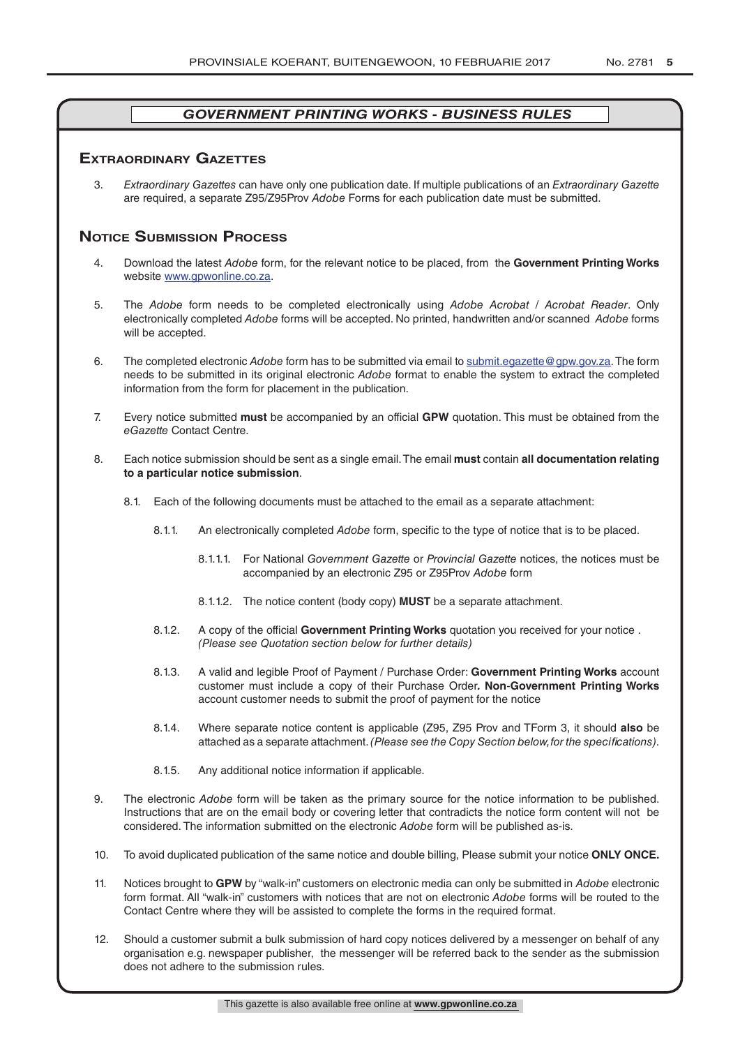## GOVERNMENT PRINTING WORKS - BUSINESS RULES

### Extraordinary Gazettes

3. *Extraordinary Gazettes* can have only one publication date. If multiple publications of an *Extraordinary Gazette* are required, a separate Z95/Z95Prov *Adobe* Forms for each publication date must be submitted.

### Notice Submission Process

4. Download the latest *Adobe* form, for the relevant notice to be placed, from the **Government Printing Works** website www.gpwonline.co.za.

5. The *Adobe* form needs to be completed electronically using *Adobe Acrobat* / *Acrobat Reader*. Only electronically completed *Adobe* forms will be accepted. No printed, handwritten and/or scanned *Adobe* forms will be accepted.

6. The completed electronic *Adobe* form has to be submitted via email to submit.egazette@gpw.gov.za. The form needs to be submitted in its original electronic *Adobe* format to enable the system to extract the completed information from the form for placement in the publication.

7. Every notice submitted **must** be accompanied by an official **GPW** quotation. This must be obtained from the *eGazette* Contact Centre.

8. Each notice submission should be sent as a single email. The email **must** contain **all documentation relating to a particular notice submission**.

   8.1. Each of the following documents must be attached to the email as a separate attachment:

      8.1.1. An electronically completed *Adobe* form, specific to the type of notice that is to be placed.

         8.1.1.1. For National *Government Gazette* or *Provincial Gazette* notices, the notices must be accompanied by an electronic Z95 or Z95Prov *Adobe* form

         8.1.1.2. The notice content (body copy) **MUST** be a separate attachment.

      8.1.2. A copy of the official **Government Printing Works** quotation you received for your notice . *(Please see Quotation section below for further details)*

      8.1.3. A valid and legible Proof of Payment / Purchase Order: **Government Printing Works** account customer must include a copy of their Purchase Order**. Non-Government Printing Works** account customer needs to submit the proof of payment for the notice

      8.1.4. Where separate notice content is applicable (Z95, Z95 Prov and TForm 3, it should **also** be attached as a separate attachment. *(Please see the Copy Section below, for the specifications)*.

      8.1.5. Any additional notice information if applicable.

9. The electronic *Adobe* form will be taken as the primary source for the notice information to be published. Instructions that are on the email body or covering letter that contradicts the notice form content will not be considered. The information submitted on the electronic *Adobe* form will be published as-is.

10. To avoid duplicated publication of the same notice and double billing, Please submit your notice **ONLY ONCE.**

11. Notices brought to **GPW** by "walk-in" customers on electronic media can only be submitted in *Adobe* electronic form format. All "walk-in" customers with notices that are not on electronic *Adobe* forms will be routed to the Contact Centre where they will be assisted to complete the forms in the required format.

12. Should a customer submit a bulk submission of hard copy notices delivered by a messenger on behalf of any organisation e.g. newspaper publisher, the messenger will be referred back to the sender as the submission does not adhere to the submission rules.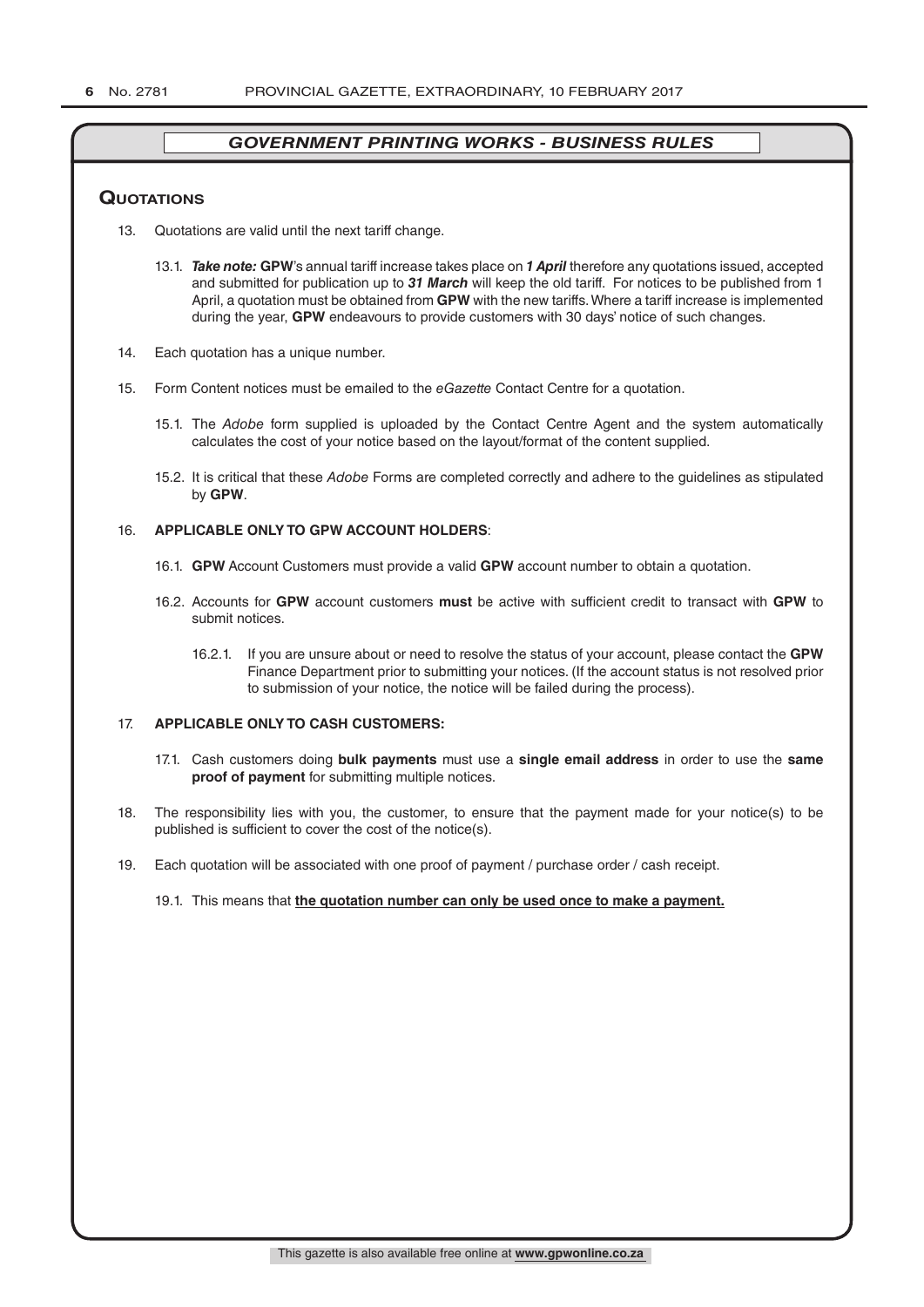## *GOVERNMENT PRINTING WORKS - BUSINESS RULES*

### Quotations

13. Quotations are valid until the next tariff change.

    13.1. ***Take note:*** **GPW**'s annual tariff increase takes place on ***1 April*** therefore any quotations issued, accepted and submitted for publication up to ***31 March*** will keep the old tariff. For notices to be published from 1 April, a quotation must be obtained from **GPW** with the new tariffs. Where a tariff increase is implemented during the year, **GPW** endeavours to provide customers with 30 days' notice of such changes.

14. Each quotation has a unique number.

15. Form Content notices must be emailed to the *eGazette* Contact Centre for a quotation.

    15.1. The *Adobe* form supplied is uploaded by the Contact Centre Agent and the system automatically calculates the cost of your notice based on the layout/format of the content supplied.

    15.2. It is critical that these *Adobe* Forms are completed correctly and adhere to the guidelines as stipulated by **GPW**.

16. **APPLICABLE ONLY TO GPW ACCOUNT HOLDERS**:

    16.1. **GPW** Account Customers must provide a valid **GPW** account number to obtain a quotation.

    16.2. Accounts for **GPW** account customers **must** be active with sufficient credit to transact with **GPW** to submit notices.

    16.2.1. If you are unsure about or need to resolve the status of your account, please contact the **GPW** Finance Department prior to submitting your notices. (If the account status is not resolved prior to submission of your notice, the notice will be failed during the process).

17. **APPLICABLE ONLY TO CASH CUSTOMERS:**

    17.1. Cash customers doing **bulk payments** must use a **single email address** in order to use the **same proof of payment** for submitting multiple notices.

18. The responsibility lies with you, the customer, to ensure that the payment made for your notice(s) to be published is sufficient to cover the cost of the notice(s).

19. Each quotation will be associated with one proof of payment / purchase order / cash receipt.

    19.1. This means that **the quotation number can only be used once to make a payment.**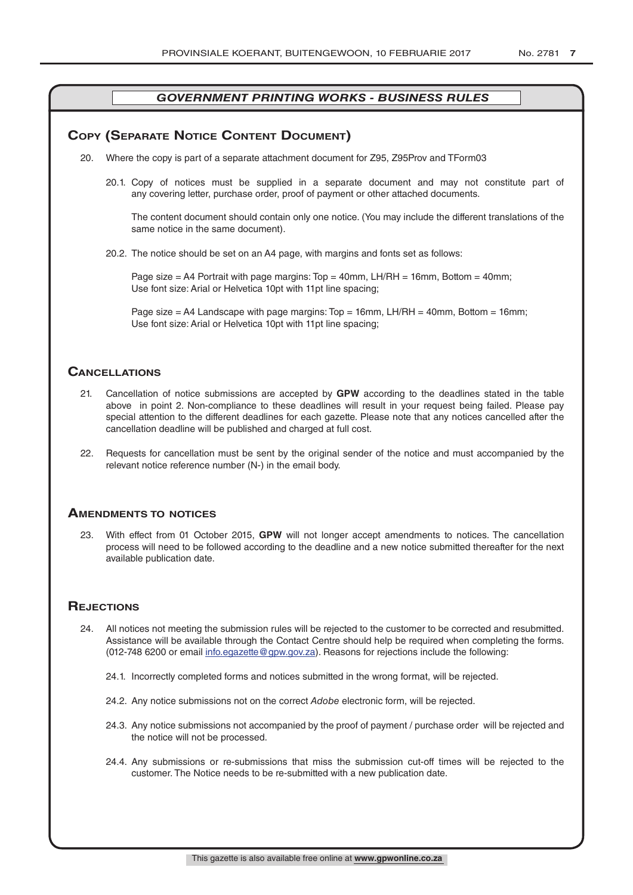## *GOVERNMENT PRINTING WORKS - BUSINESS RULES*

### Copy (Separate Notice Content Document)

20. Where the copy is part of a separate attachment document for Z95, Z95Prov and TForm03

    20.1. Copy of notices must be supplied in a separate document and may not constitute part of any covering letter, purchase order, proof of payment or other attached documents.

    The content document should contain only one notice. (You may include the different translations of the same notice in the same document).

    20.2. The notice should be set on an A4 page, with margins and fonts set as follows:

    Page size = A4 Portrait with page margins: Top = 40mm, LH/RH = 16mm, Bottom = 40mm;
    Use font size: Arial or Helvetica 10pt with 11pt line spacing;

    Page size = A4 Landscape with page margins: Top = 16mm, LH/RH = 40mm, Bottom = 16mm;
    Use font size: Arial or Helvetica 10pt with 11pt line spacing;

### Cancellations

21. Cancellation of notice submissions are accepted by **GPW** according to the deadlines stated in the table above in point 2. Non-compliance to these deadlines will result in your request being failed. Please pay special attention to the different deadlines for each gazette. Please note that any notices cancelled after the cancellation deadline will be published and charged at full cost.

22. Requests for cancellation must be sent by the original sender of the notice and must accompanied by the relevant notice reference number (N-) in the email body.

### Amendments to notices

23. With effect from 01 October 2015, **GPW** will not longer accept amendments to notices. The cancellation process will need to be followed according to the deadline and a new notice submitted thereafter for the next available publication date.

### Rejections

24. All notices not meeting the submission rules will be rejected to the customer to be corrected and resubmitted. Assistance will be available through the Contact Centre should help be required when completing the forms. (012-748 6200 or email info.egazette@gpw.gov.za). Reasons for rejections include the following:

    24.1. Incorrectly completed forms and notices submitted in the wrong format, will be rejected.

    24.2. Any notice submissions not on the correct *Adobe* electronic form, will be rejected.

    24.3. Any notice submissions not accompanied by the proof of payment / purchase order will be rejected and the notice will not be processed.

    24.4. Any submissions or re-submissions that miss the submission cut-off times will be rejected to the customer. The Notice needs to be re-submitted with a new publication date.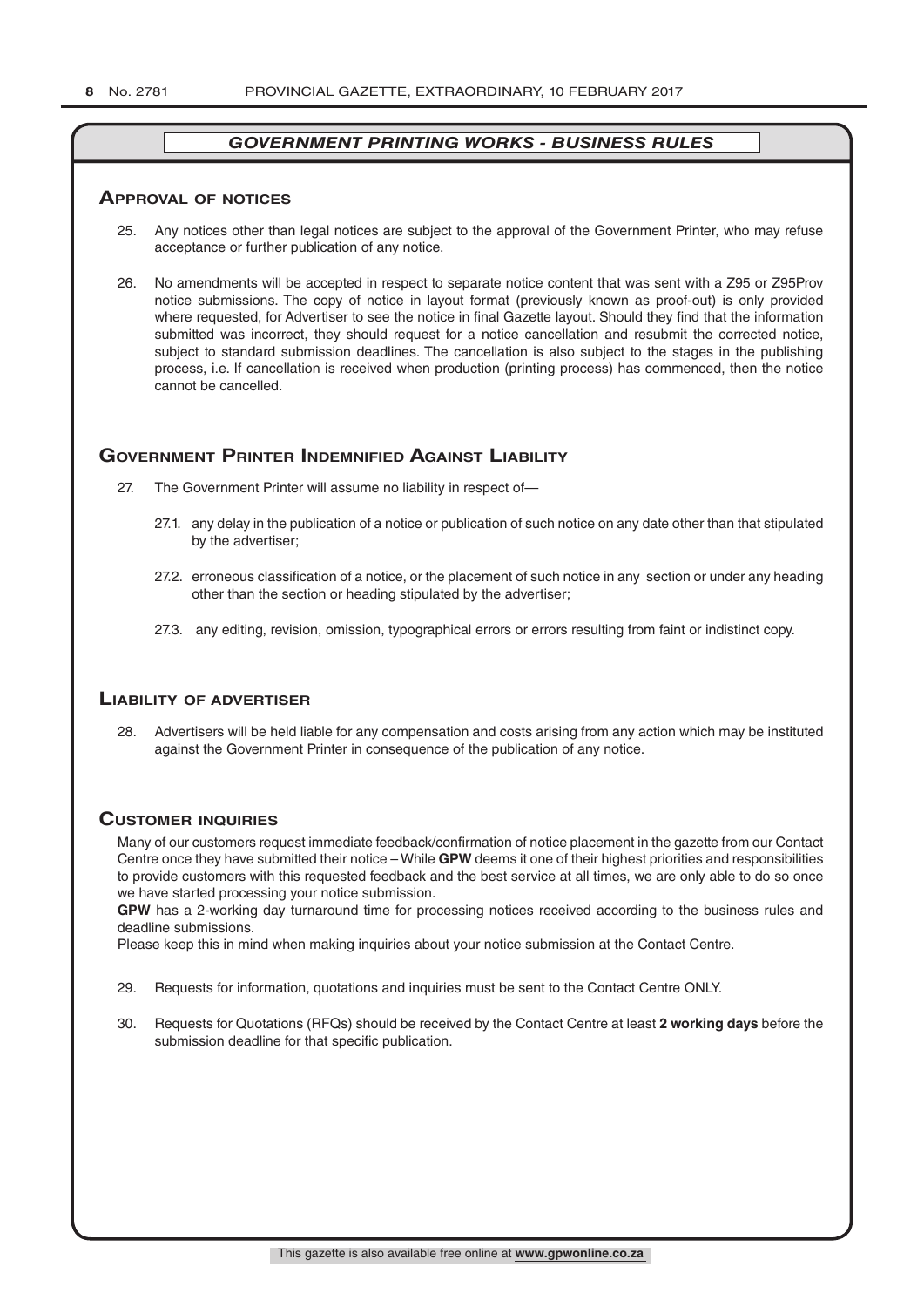## GOVERNMENT PRINTING WORKS - BUSINESS RULES

### Approval of notices

25. Any notices other than legal notices are subject to the approval of the Government Printer, who may refuse acceptance or further publication of any notice.

26. No amendments will be accepted in respect to separate notice content that was sent with a Z95 or Z95Prov notice submissions. The copy of notice in layout format (previously known as proof-out) is only provided where requested, for Advertiser to see the notice in final Gazette layout. Should they find that the information submitted was incorrect, they should request for a notice cancellation and resubmit the corrected notice, subject to standard submission deadlines. The cancellation is also subject to the stages in the publishing process, i.e. If cancellation is received when production (printing process) has commenced, then the notice cannot be cancelled.

### Government Printer Indemnified Against Liability

27. The Government Printer will assume no liability in respect of—

    27.1. any delay in the publication of a notice or publication of such notice on any date other than that stipulated by the advertiser;

    27.2. erroneous classification of a notice, or the placement of such notice in any section or under any heading other than the section or heading stipulated by the advertiser;

    27.3. any editing, revision, omission, typographical errors or errors resulting from faint or indistinct copy.

### Liability of advertiser

28. Advertisers will be held liable for any compensation and costs arising from any action which may be instituted against the Government Printer in consequence of the publication of any notice.

### Customer inquiries

Many of our customers request immediate feedback/confirmation of notice placement in the gazette from our Contact Centre once they have submitted their notice – While **GPW** deems it one of their highest priorities and responsibilities to provide customers with this requested feedback and the best service at all times, we are only able to do so once we have started processing your notice submission.

**GPW** has a 2-working day turnaround time for processing notices received according to the business rules and deadline submissions.

Please keep this in mind when making inquiries about your notice submission at the Contact Centre.

29. Requests for information, quotations and inquiries must be sent to the Contact Centre ONLY.

30. Requests for Quotations (RFQs) should be received by the Contact Centre at least **2 working days** before the submission deadline for that specific publication.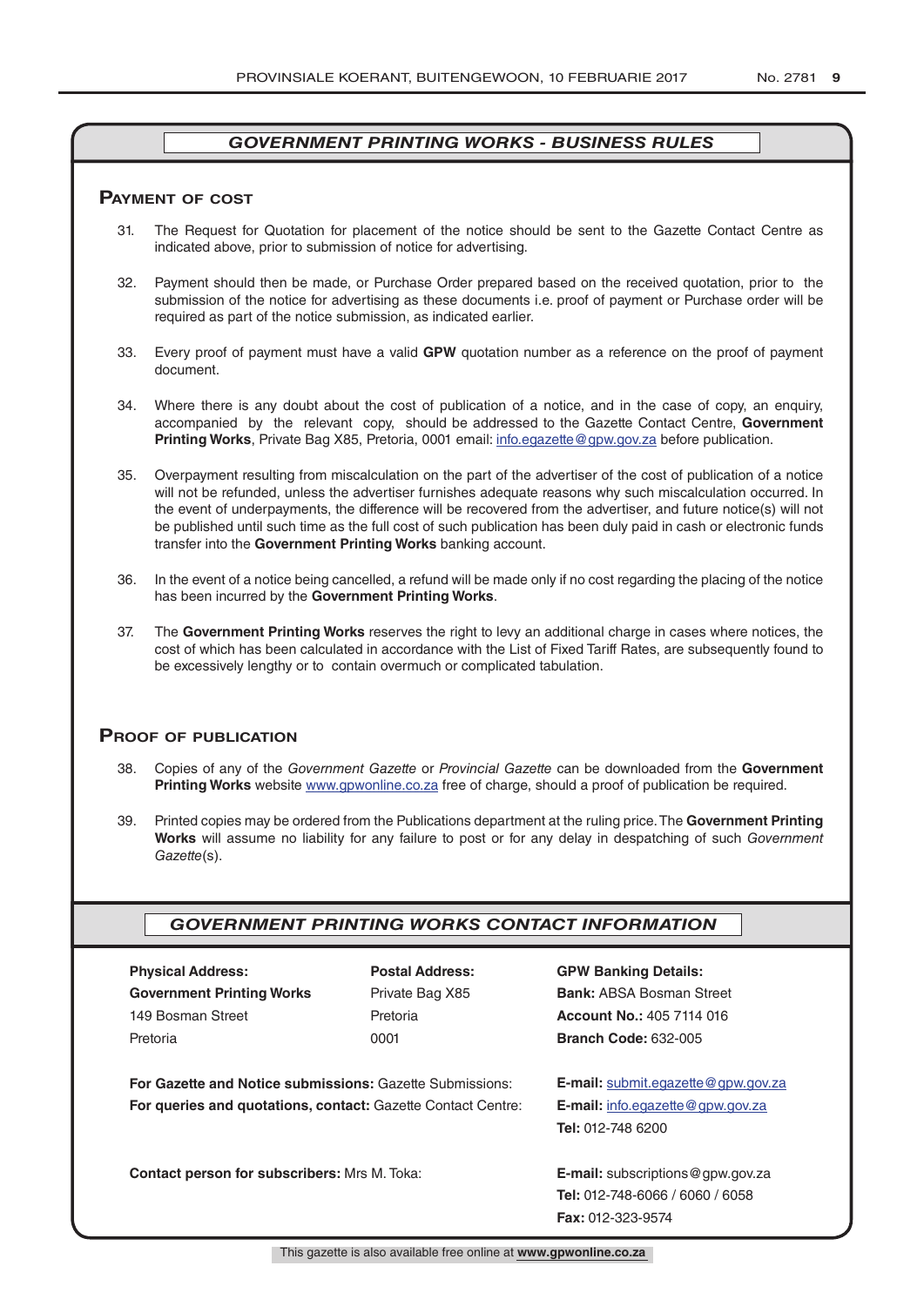## GOVERNMENT PRINTING WORKS - BUSINESS RULES

### Payment of cost

31. The Request for Quotation for placement of the notice should be sent to the Gazette Contact Centre as indicated above, prior to submission of notice for advertising.

32. Payment should then be made, or Purchase Order prepared based on the received quotation, prior to the submission of the notice for advertising as these documents i.e. proof of payment or Purchase order will be required as part of the notice submission, as indicated earlier.

33. Every proof of payment must have a valid **GPW** quotation number as a reference on the proof of payment document.

34. Where there is any doubt about the cost of publication of a notice, and in the case of copy, an enquiry, accompanied by the relevant copy, should be addressed to the Gazette Contact Centre, **Government Printing Works**, Private Bag X85, Pretoria, 0001 email: info.egazette@gpw.gov.za before publication.

35. Overpayment resulting from miscalculation on the part of the advertiser of the cost of publication of a notice will not be refunded, unless the advertiser furnishes adequate reasons why such miscalculation occurred. In the event of underpayments, the difference will be recovered from the advertiser, and future notice(s) will not be published until such time as the full cost of such publication has been duly paid in cash or electronic funds transfer into the **Government Printing Works** banking account.

36. In the event of a notice being cancelled, a refund will be made only if no cost regarding the placing of the notice has been incurred by the **Government Printing Works**.

37. The **Government Printing Works** reserves the right to levy an additional charge in cases where notices, the cost of which has been calculated in accordance with the List of Fixed Tariff Rates, are subsequently found to be excessively lengthy or to contain overmuch or complicated tabulation.

### Proof of publication

38. Copies of any of the *Government Gazette* or *Provincial Gazette* can be downloaded from the **Government Printing Works** website www.gpwonline.co.za free of charge, should a proof of publication be required.

39. Printed copies may be ordered from the Publications department at the ruling price. The **Government Printing Works** will assume no liability for any failure to post or for any delay in despatching of such *Government Gazette*(s).

## GOVERNMENT PRINTING WORKS CONTACT INFORMATION

| **Physical Address:** | **Postal Address:** | **GPW Banking Details:** |
|---|---|---|
| **Government Printing Works** | Private Bag X85 | **Bank:** ABSA Bosman Street |
| 149 Bosman Street | Pretoria | **Account No.:** 405 7114 016 |
| Pretoria | 0001 | **Branch Code:** 632-005 |

**For Gazette and Notice submissions:** Gazette Submissions: — **E-mail:** submit.egazette@gpw.gov.za

**For queries and quotations, contact:** Gazette Contact Centre: — **E-mail:** info.egazette@gpw.gov.za
**Tel:** 012-748 6200

**Contact person for subscribers:** Mrs M. Toka: — **E-mail:** subscriptions@gpw.gov.za
**Tel:** 012-748-6066 / 6060 / 6058
**Fax:** 012-323-9574

This gazette is also available free online at **www.gpwonline.co.za**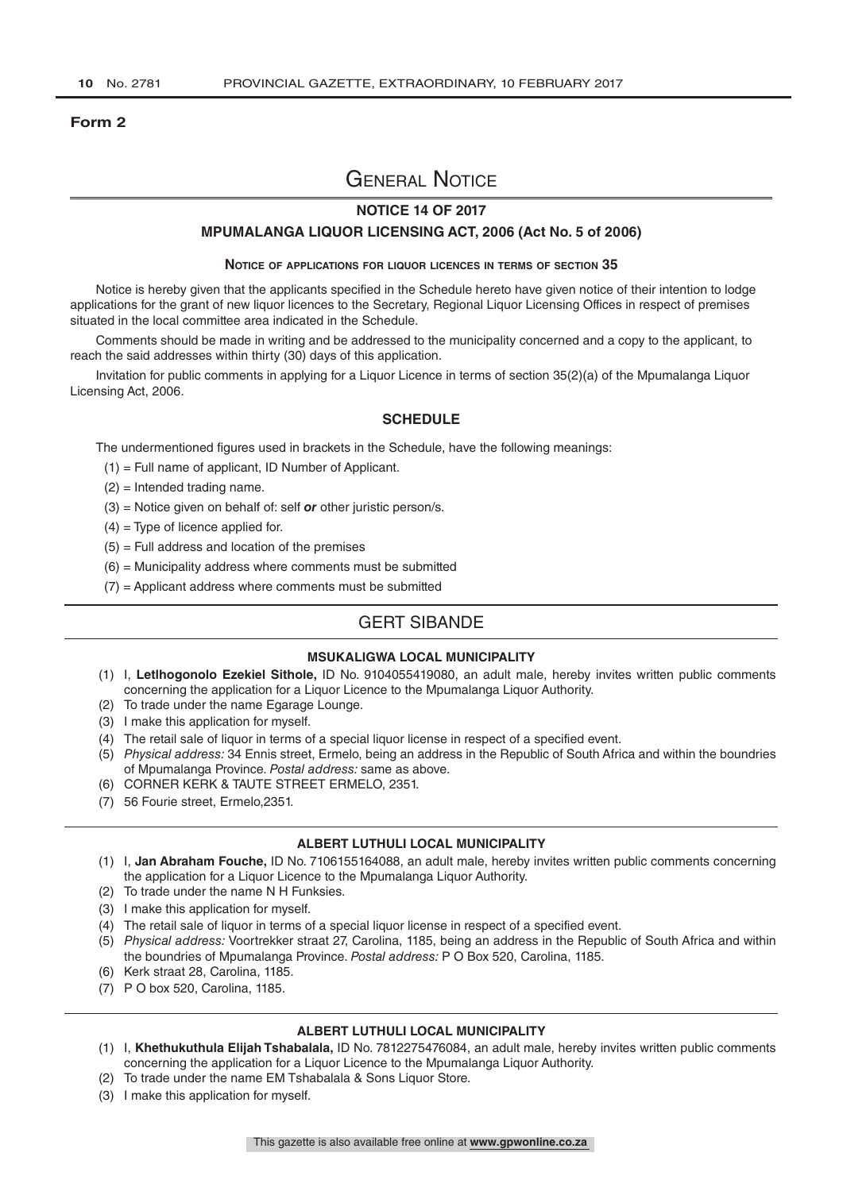**Form 2**

# General Notice

## NOTICE 14 OF 2017

## MPUMALANGA LIQUOR LICENSING ACT, 2006 (Act No. 5 of 2006)

### Notice of applications for liquor licences in terms of section 35

Notice is hereby given that the applicants specified in the Schedule hereto have given notice of their intention to lodge applications for the grant of new liquor licences to the Secretary, Regional Liquor Licensing Offices in respect of premises situated in the local committee area indicated in the Schedule.

Comments should be made in writing and be addressed to the municipality concerned and a copy to the applicant, to reach the said addresses within thirty (30) days of this application.

Invitation for public comments in applying for a Liquor Licence in terms of section 35(2)(a) of the Mpumalanga Liquor Licensing Act, 2006.

### SCHEDULE

The undermentioned figures used in brackets in the Schedule, have the following meanings:

(1) = Full name of applicant, ID Number of Applicant.

(2) = Intended trading name.

(3) = Notice given on behalf of: self ***or*** other juristic person/s.

(4) = Type of licence applied for.

(5) = Full address and location of the premises

(6) = Municipality address where comments must be submitted

(7) = Applicant address where comments must be submitted

## GERT SIBANDE

### MSUKALIGWA LOCAL MUNICIPALITY

(1) I, **Letlhogonolo Ezekiel Sithole,** ID No. 9104055419080, an adult male, hereby invites written public comments concerning the application for a Liquor Licence to the Mpumalanga Liquor Authority.

(2) To trade under the name Egarage Lounge.

(3) I make this application for myself.

(4) The retail sale of liquor in terms of a special liquor license in respect of a specified event.

(5) *Physical address:* 34 Ennis street, Ermelo, being an address in the Republic of South Africa and within the boundries of Mpumalanga Province. *Postal address:* same as above.

(6) CORNER KERK & TAUTE STREET ERMELO, 2351.

(7) 56 Fourie street, Ermelo,2351.

### ALBERT LUTHULI LOCAL MUNICIPALITY

(1) I, **Jan Abraham Fouche,** ID No. 7106155164088, an adult male, hereby invites written public comments concerning the application for a Liquor Licence to the Mpumalanga Liquor Authority.

(2) To trade under the name N H Funksies.

(3) I make this application for myself.

(4) The retail sale of liquor in terms of a special liquor license in respect of a specified event.

(5) *Physical address:* Voortrekker straat 27, Carolina, 1185, being an address in the Republic of South Africa and within the boundries of Mpumalanga Province. *Postal address:* P O Box 520, Carolina, 1185.

(6) Kerk straat 28, Carolina, 1185.

(7) P O box 520, Carolina, 1185.

### ALBERT LUTHULI LOCAL MUNICIPALITY

(1) I, **Khethukuthula Elijah Tshabalala,** ID No. 7812275476084, an adult male, hereby invites written public comments concerning the application for a Liquor Licence to the Mpumalanga Liquor Authority.

(2) To trade under the name EM Tshabalala & Sons Liquor Store.

(3) I make this application for myself.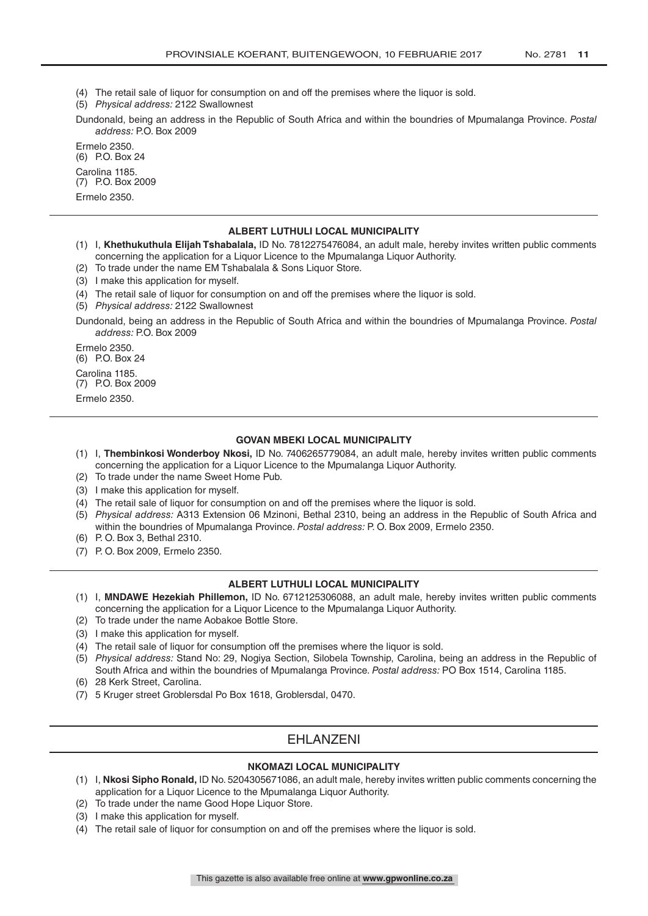(4) The retail sale of liquor for consumption on and off the premises where the liquor is sold.

(5) *Physical address:* 2122 Swallownest

Dundonald, being an address in the Republic of South Africa and within the boundries of Mpumalanga Province. *Postal address:* P.O. Box 2009

Ermelo 2350.

(6) P.O. Box 24

Carolina 1185.

(7) P.O. Box 2009

Ermelo 2350.

---

**ALBERT LUTHULI LOCAL MUNICIPALITY**

(1) I, **Khethukuthula Elijah Tshabalala,** ID No. 7812275476084, an adult male, hereby invites written public comments concerning the application for a Liquor Licence to the Mpumalanga Liquor Authority.

(2) To trade under the name EM Tshabalala & Sons Liquor Store.

(3) I make this application for myself.

(4) The retail sale of liquor for consumption on and off the premises where the liquor is sold.

(5) *Physical address:* 2122 Swallownest

Dundonald, being an address in the Republic of South Africa and within the boundries of Mpumalanga Province. *Postal address:* P.O. Box 2009

Ermelo 2350.

(6) P.O. Box 24

Carolina 1185.

(7) P.O. Box 2009

Ermelo 2350.

---

**GOVAN MBEKI LOCAL MUNICIPALITY**

(1) I, **Thembinkosi Wonderboy Nkosi,** ID No. 7406265779084, an adult male, hereby invites written public comments concerning the application for a Liquor Licence to the Mpumalanga Liquor Authority.

(2) To trade under the name Sweet Home Pub.

(3) I make this application for myself.

(4) The retail sale of liquor for consumption on and off the premises where the liquor is sold.

(5) *Physical address:* A313 Extension 06 Mzinoni, Bethal 2310, being an address in the Republic of South Africa and within the boundries of Mpumalanga Province. *Postal address:* P. O. Box 2009, Ermelo 2350.

(6) P. O. Box 3, Bethal 2310.

(7) P. O. Box 2009, Ermelo 2350.

---

**ALBERT LUTHULI LOCAL MUNICIPALITY**

(1) I, **MNDAWE Hezekiah Phillemon,** ID No. 6712125306088, an adult male, hereby invites written public comments concerning the application for a Liquor Licence to the Mpumalanga Liquor Authority.

(2) To trade under the name Aobakoe Bottle Store.

(3) I make this application for myself.

(4) The retail sale of liquor for consumption off the premises where the liquor is sold.

(5) *Physical address:* Stand No: 29, Nogiya Section, Silobela Township, Carolina, being an address in the Republic of South Africa and within the boundries of Mpumalanga Province. *Postal address:* PO Box 1514, Carolina 1185.

(6) 28 Kerk Street, Carolina.

(7) 5 Kruger street Groblersdal Po Box 1618, Groblersdal, 0470.

---

## EHLANZENI

**NKOMAZI LOCAL MUNICIPALITY**

(1) I, **Nkosi Sipho Ronald,** ID No. 5204305671086, an adult male, hereby invites written public comments concerning the application for a Liquor Licence to the Mpumalanga Liquor Authority.

(2) To trade under the name Good Hope Liquor Store.

(3) I make this application for myself.

(4) The retail sale of liquor for consumption on and off the premises where the liquor is sold.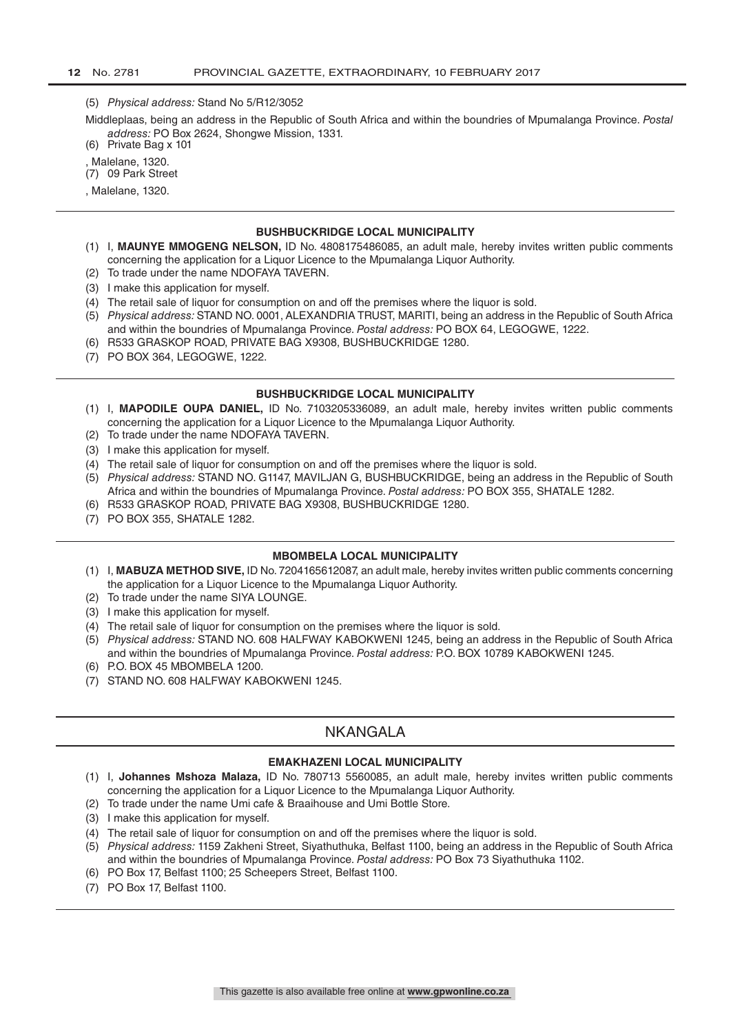(5) *Physical address:* Stand No 5/R12/3052

Middleplaas, being an address in the Republic of South Africa and within the boundries of Mpumalanga Province. *Postal address:* PO Box 2624, Shongwe Mission, 1331.

(6) Private Bag x 101

, Malelane, 1320.

(7) 09 Park Street

, Malelane, 1320.

---

#### BUSHBUCKRIDGE LOCAL MUNICIPALITY

(1) I, **MAUNYE MMOGENG NELSON,** ID No. 4808175486085, an adult male, hereby invites written public comments concerning the application for a Liquor Licence to the Mpumalanga Liquor Authority.
(2) To trade under the name NDOFAYA TAVERN.
(3) I make this application for myself.
(4) The retail sale of liquor for consumption on and off the premises where the liquor is sold.
(5) *Physical address:* STAND NO. 0001, ALEXANDRIA TRUST, MARITI, being an address in the Republic of South Africa and within the boundries of Mpumalanga Province. *Postal address:* PO BOX 64, LEGOGWE, 1222.
(6) R533 GRASKOP ROAD, PRIVATE BAG X9308, BUSHBUCKRIDGE 1280.
(7) PO BOX 364, LEGOGWE, 1222.

---

#### BUSHBUCKRIDGE LOCAL MUNICIPALITY

(1) I, **MAPODILE OUPA DANIEL,** ID No. 7103205336089, an adult male, hereby invites written public comments concerning the application for a Liquor Licence to the Mpumalanga Liquor Authority.
(2) To trade under the name NDOFAYA TAVERN.
(3) I make this application for myself.
(4) The retail sale of liquor for consumption on and off the premises where the liquor is sold.
(5) *Physical address:* STAND NO. G1147, MAVILJAN G, BUSHBUCKRIDGE, being an address in the Republic of South Africa and within the boundries of Mpumalanga Province. *Postal address:* PO BOX 355, SHATALE 1282.
(6) R533 GRASKOP ROAD, PRIVATE BAG X9308, BUSHBUCKRIDGE 1280.
(7) PO BOX 355, SHATALE 1282.

---

#### MBOMBELA LOCAL MUNICIPALITY

(1) I, **MABUZA METHOD SIVE,** ID No. 7204165612087, an adult male, hereby invites written public comments concerning the application for a Liquor Licence to the Mpumalanga Liquor Authority.
(2) To trade under the name SIYA LOUNGE.
(3) I make this application for myself.
(4) The retail sale of liquor for consumption on the premises where the liquor is sold.
(5) *Physical address:* STAND NO. 608 HALFWAY KABOKWENI 1245, being an address in the Republic of South Africa and within the boundries of Mpumalanga Province. *Postal address:* P.O. BOX 10789 KABOKWENI 1245.
(6) P.O. BOX 45 MBOMBELA 1200.
(7) STAND NO. 608 HALFWAY KABOKWENI 1245.

---

## NKANGALA

#### EMAKHAZENI LOCAL MUNICIPALITY

(1) I, **Johannes Mshoza Malaza,** ID No. 780713 5560085, an adult male, hereby invites written public comments concerning the application for a Liquor Licence to the Mpumalanga Liquor Authority.
(2) To trade under the name Umi cafe & Braaihouse and Umi Bottle Store.
(3) I make this application for myself.
(4) The retail sale of liquor for consumption on and off the premises where the liquor is sold.
(5) *Physical address:* 1159 Zakheni Street, Siyathuthuka, Belfast 1100, being an address in the Republic of South Africa and within the boundries of Mpumalanga Province. *Postal address:* PO Box 73 Siyathuthuka 1102.
(6) PO Box 17, Belfast 1100; 25 Scheepers Street, Belfast 1100.
(7) PO Box 17, Belfast 1100.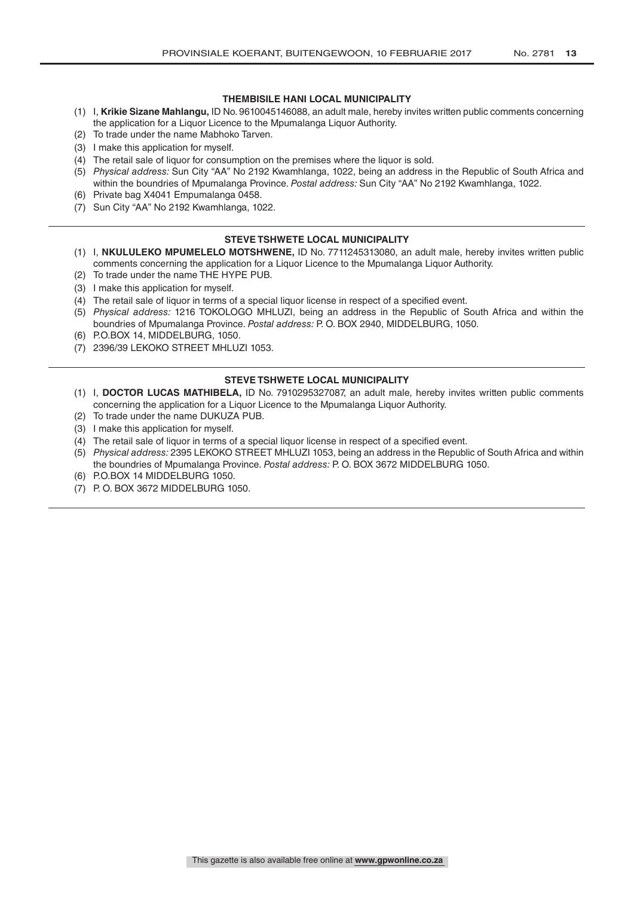### THEMBISILE HANI LOCAL MUNICIPALITY

(1) I, **Krikie Sizane Mahlangu,** ID No. 9610045146088, an adult male, hereby invites written public comments concerning the application for a Liquor Licence to the Mpumalanga Liquor Authority.
(2) To trade under the name Mabhoko Tarven.
(3) I make this application for myself.
(4) The retail sale of liquor for consumption on the premises where the liquor is sold.
(5) *Physical address:* Sun City "AA" No 2192 Kwamhlanga, 1022, being an address in the Republic of South Africa and within the boundries of Mpumalanga Province. *Postal address:* Sun City "AA" No 2192 Kwamhlanga, 1022.
(6) Private bag X4041 Empumalanga 0458.
(7) Sun City "AA" No 2192 Kwamhlanga, 1022.

---

### STEVE TSHWETE LOCAL MUNICIPALITY

(1) I, **NKULULEKO MPUMELELO MOTSHWENE,** ID No. 7711245313080, an adult male, hereby invites written public comments concerning the application for a Liquor Licence to the Mpumalanga Liquor Authority.
(2) To trade under the name THE HYPE PUB.
(3) I make this application for myself.
(4) The retail sale of liquor in terms of a special liquor license in respect of a specified event.
(5) *Physical address:* 1216 TOKOLOGO MHLUZI, being an address in the Republic of South Africa and within the boundries of Mpumalanga Province. *Postal address:* P. O. BOX 2940, MIDDELBURG, 1050.
(6) P.O.BOX 14, MIDDELBURG, 1050.
(7) 2396/39 LEKOKO STREET MHLUZI 1053.

---

### STEVE TSHWETE LOCAL MUNICIPALITY

(1) I, **DOCTOR LUCAS MATHIBELA,** ID No. 7910295327087, an adult male, hereby invites written public comments concerning the application for a Liquor Licence to the Mpumalanga Liquor Authority.
(2) To trade under the name DUKUZA PUB.
(3) I make this application for myself.
(4) The retail sale of liquor in terms of a special liquor license in respect of a specified event.
(5) *Physical address:* 2395 LEKOKO STREET MHLUZI 1053, being an address in the Republic of South Africa and within the boundries of Mpumalanga Province. *Postal address:* P. O. BOX 3672 MIDDELBURG 1050.
(6) P.O.BOX 14 MIDDELBURG 1050.
(7) P. O. BOX 3672 MIDDELBURG 1050.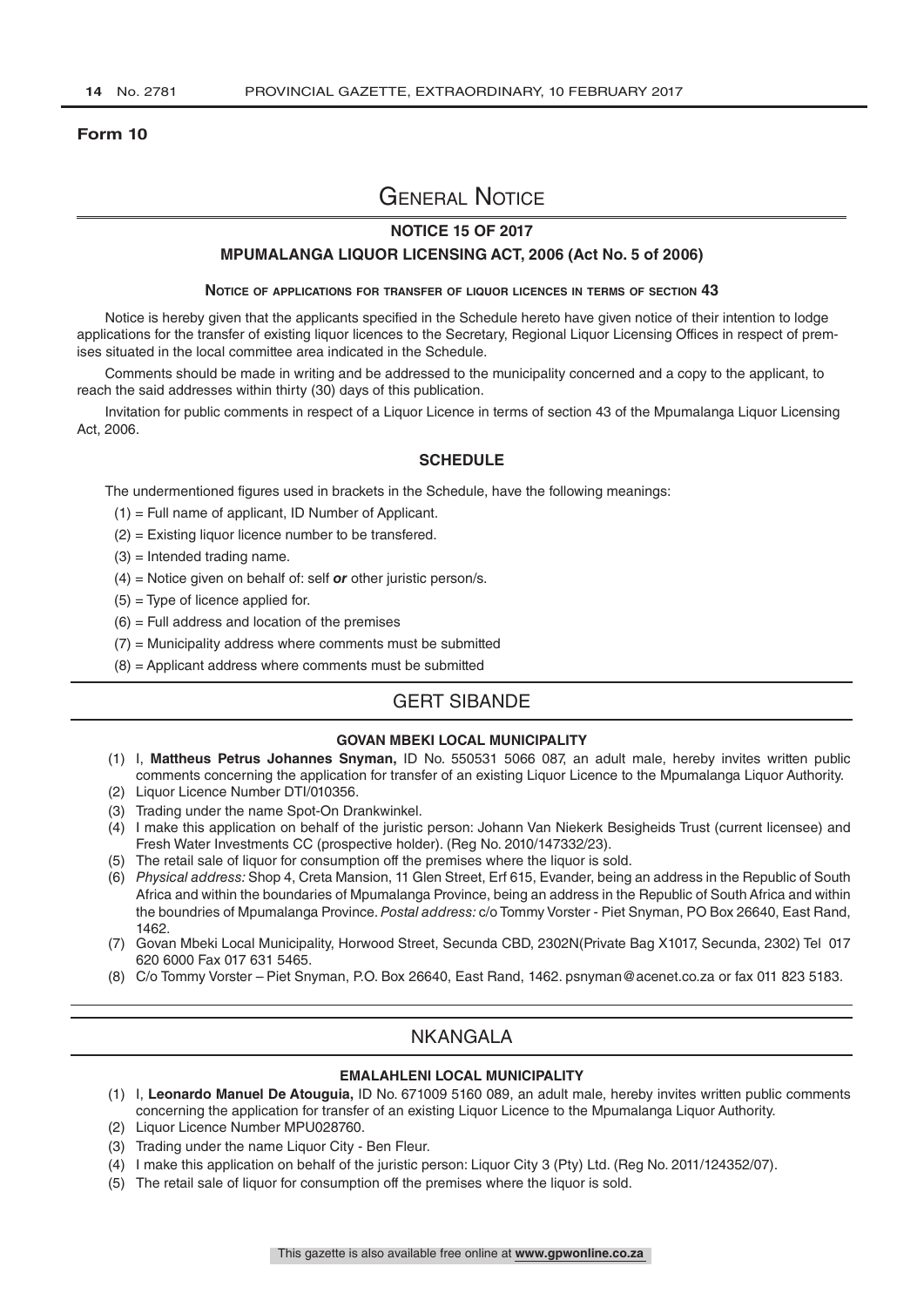**Form 10**

# General Notice

## NOTICE 15 OF 2017

## MPUMALANGA LIQUOR LICENSING ACT, 2006 (Act No. 5 of 2006)

### Notice of applications for transfer of liquor licences in terms of section 43

Notice is hereby given that the applicants specified in the Schedule hereto have given notice of their intention to lodge applications for the transfer of existing liquor licences to the Secretary, Regional Liquor Licensing Offices in respect of premises situated in the local committee area indicated in the Schedule.

Comments should be made in writing and be addressed to the municipality concerned and a copy to the applicant, to reach the said addresses within thirty (30) days of this publication.

Invitation for public comments in respect of a Liquor Licence in terms of section 43 of the Mpumalanga Liquor Licensing Act, 2006.

### SCHEDULE

The undermentioned figures used in brackets in the Schedule, have the following meanings:

(1) = Full name of applicant, ID Number of Applicant.
(2) = Existing liquor licence number to be transfered.
(3) = Intended trading name.
(4) = Notice given on behalf of: self ***or*** other juristic person/s.
(5) = Type of licence applied for.
(6) = Full address and location of the premises
(7) = Municipality address where comments must be submitted
(8) = Applicant address where comments must be submitted

## GERT SIBANDE

### GOVAN MBEKI LOCAL MUNICIPALITY

(1) I, **Mattheus Petrus Johannes Snyman,** ID No. 550531 5066 087, an adult male, hereby invites written public comments concerning the application for transfer of an existing Liquor Licence to the Mpumalanga Liquor Authority.
(2) Liquor Licence Number DTI/010356.
(3) Trading under the name Spot-On Drankwinkel.
(4) I make this application on behalf of the juristic person: Johann Van Niekerk Besigheids Trust (current licensee) and Fresh Water Investments CC (prospective holder). (Reg No. 2010/147332/23).
(5) The retail sale of liquor for consumption off the premises where the liquor is sold.
(6) *Physical address:* Shop 4, Creta Mansion, 11 Glen Street, Erf 615, Evander, being an address in the Republic of South Africa and within the boundaries of Mpumalanga Province, being an address in the Republic of South Africa and within the boundries of Mpumalanga Province. *Postal address:* c/o Tommy Vorster - Piet Snyman, PO Box 26640, East Rand, 1462.
(7) Govan Mbeki Local Municipality, Horwood Street, Secunda CBD, 2302N(Private Bag X1017, Secunda, 2302) Tel 017 620 6000 Fax 017 631 5465.
(8) C/o Tommy Vorster – Piet Snyman, P.O. Box 26640, East Rand, 1462. psnyman@acenet.co.za or fax 011 823 5183.

## NKANGALA

### EMALAHLENI LOCAL MUNICIPALITY

(1) I, **Leonardo Manuel De Atouguia,** ID No. 671009 5160 089, an adult male, hereby invites written public comments concerning the application for transfer of an existing Liquor Licence to the Mpumalanga Liquor Authority.
(2) Liquor Licence Number MPU028760.
(3) Trading under the name Liquor City - Ben Fleur.
(4) I make this application on behalf of the juristic person: Liquor City 3 (Pty) Ltd. (Reg No. 2011/124352/07).
(5) The retail sale of liquor for consumption off the premises where the liquor is sold.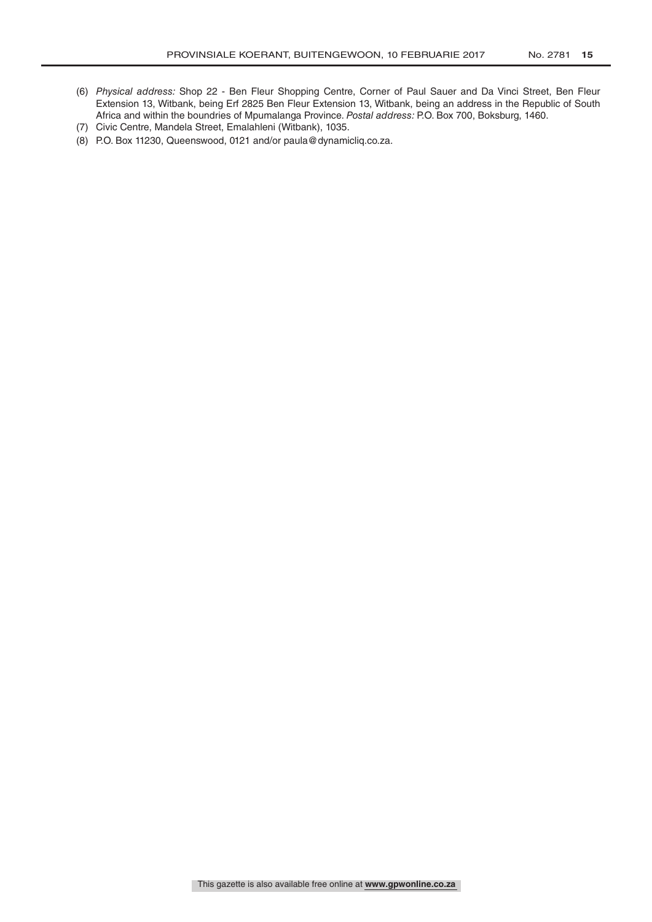(6) *Physical address:* Shop 22 - Ben Fleur Shopping Centre, Corner of Paul Sauer and Da Vinci Street, Ben Fleur Extension 13, Witbank, being Erf 2825 Ben Fleur Extension 13, Witbank, being an address in the Republic of South Africa and within the boundries of Mpumalanga Province. *Postal address:* P.O. Box 700, Boksburg, 1460.

(7) Civic Centre, Mandela Street, Emalahleni (Witbank), 1035.

(8) P.O. Box 11230, Queenswood, 0121 and/or paula@dynamicliq.co.za.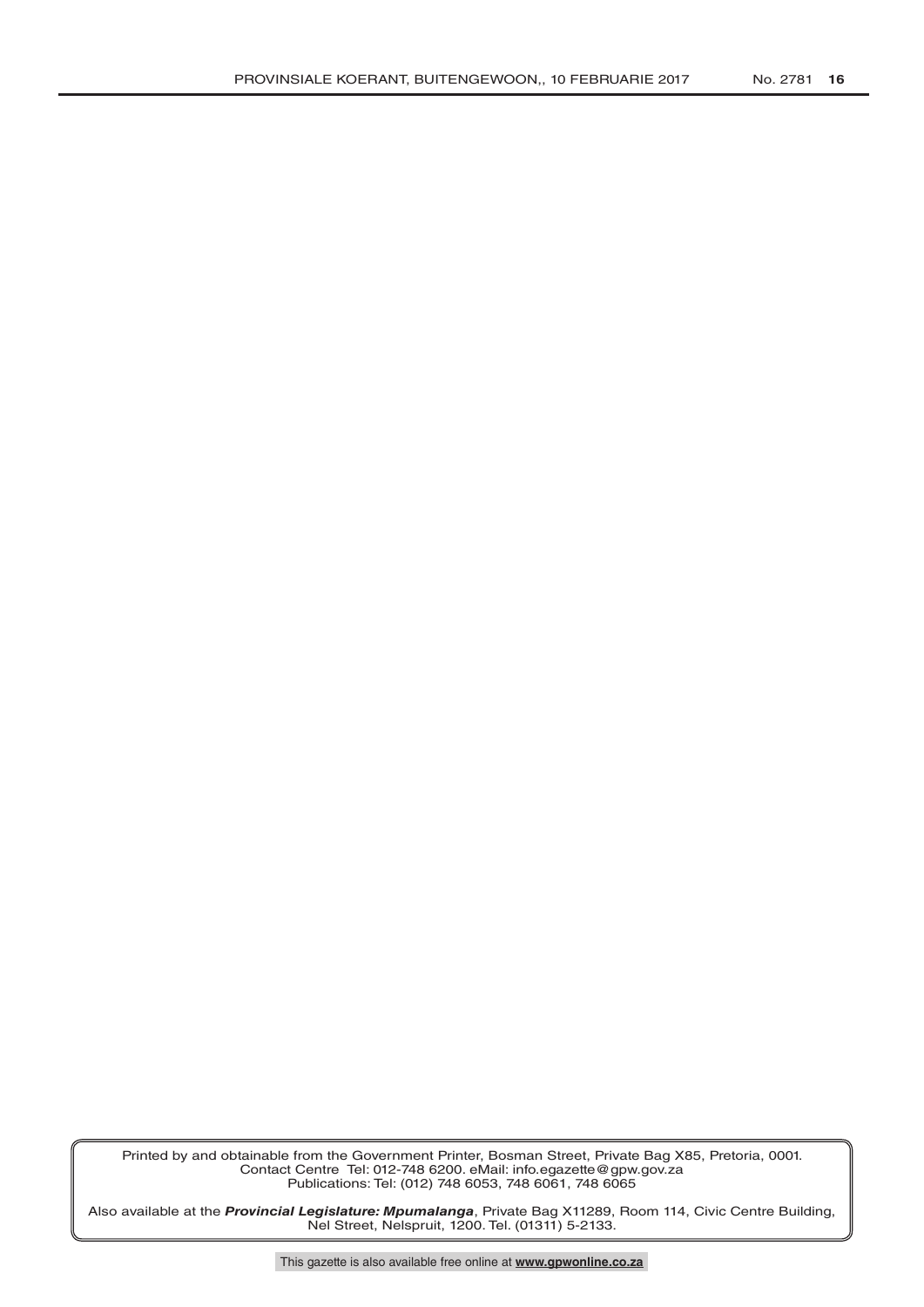Printed by and obtainable from the Government Printer, Bosman Street, Private Bag X85, Pretoria, 0001.
Contact Centre Tel: 012-748 6200. eMail: info.egazette@gpw.gov.za
Publications: Tel: (012) 748 6053, 748 6061, 748 6065

Also available at the ***Provincial Legislature: Mpumalanga***, Private Bag X11289, Room 114, Civic Centre Building, Nel Street, Nelspruit, 1200. Tel. (01311) 5-2133.

This gazette is also available free online at **www.gpwonline.co.za**